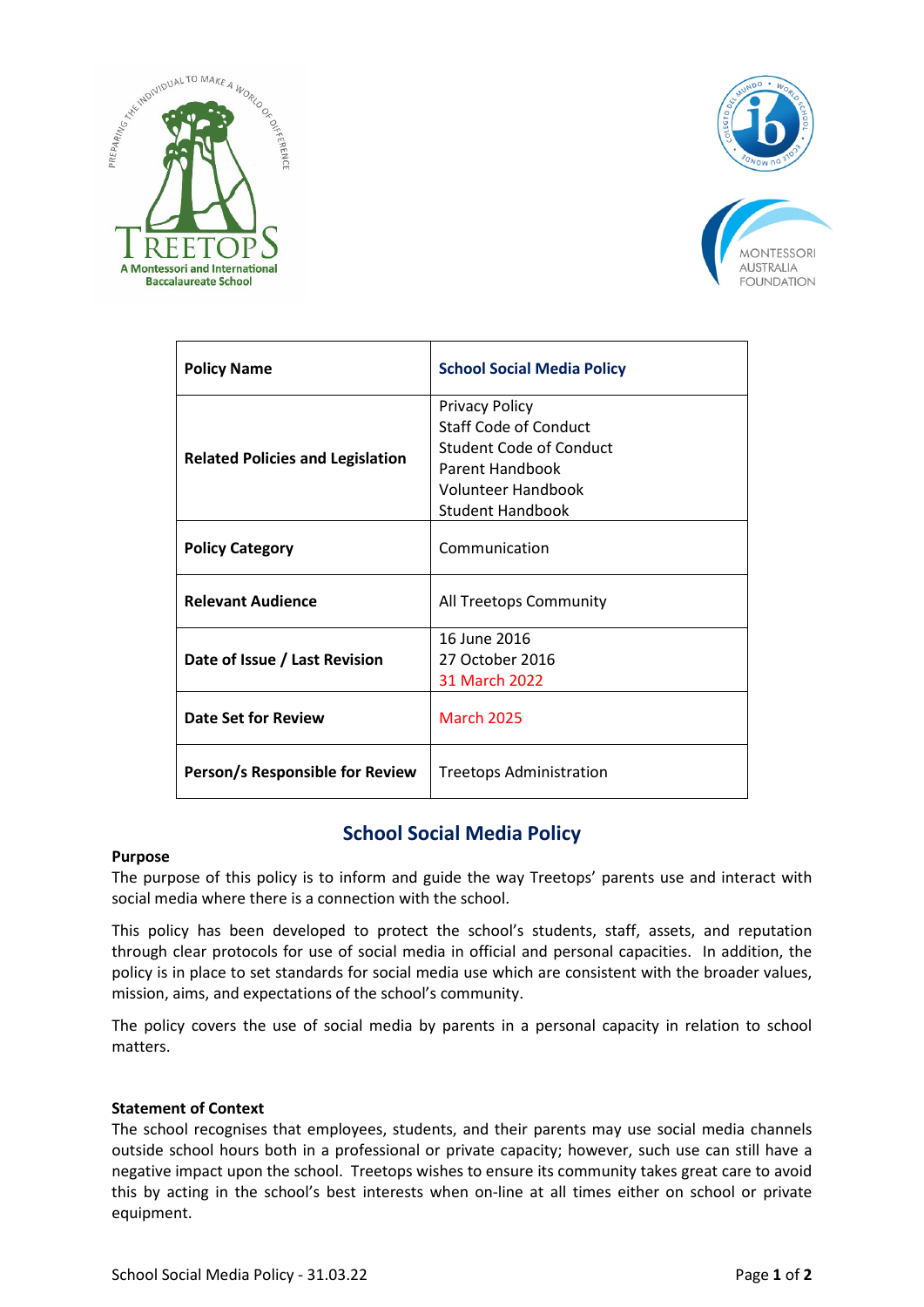| Policy Name | School Social Media Policy |
|---|---|
| Related Policies and Legislation | Privacy Policy<br>Staff Code of Conduct<br>Student Code of Conduct<br>Parent Handbook<br>Volunteer Handbook<br>Student Handbook |
| Policy Category | Communication |
| Relevant Audience | All Treetops Community |
| Date of Issue / Last Revision | 16 June 2016<br>27 October 2016<br>31 March 2022 |
| Date Set for Review | March 2025 |
| Person/s Responsible for Review | Treetops Administration |

# School Social Media Policy

**Purpose**

The purpose of this policy is to inform and guide the way Treetops' parents use and interact with social media where there is a connection with the school.

This policy has been developed to protect the school's students, staff, assets, and reputation through clear protocols for use of social media in official and personal capacities. In addition, the policy is in place to set standards for social media use which are consistent with the broader values, mission, aims, and expectations of the school's community.

The policy covers the use of social media by parents in a personal capacity in relation to school matters.

**Statement of Context**

The school recognises that employees, students, and their parents may use social media channels outside school hours both in a professional or private capacity; however, such use can still have a negative impact upon the school. Treetops wishes to ensure its community takes great care to avoid this by acting in the school's best interests when on-line at all times either on school or private equipment.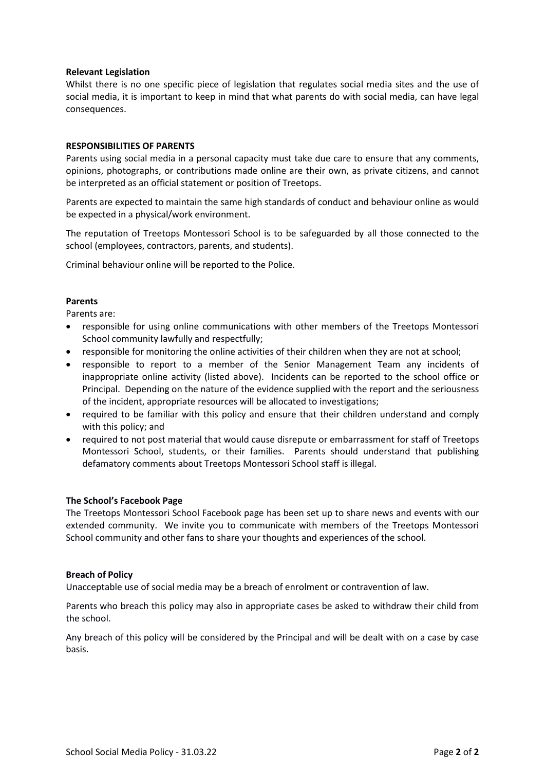**Relevant Legislation**

Whilst there is no one specific piece of legislation that regulates social media sites and the use of social media, it is important to keep in mind that what parents do with social media, can have legal consequences.

**RESPONSIBILITIES OF PARENTS**

Parents using social media in a personal capacity must take due care to ensure that any comments, opinions, photographs, or contributions made online are their own, as private citizens, and cannot be interpreted as an official statement or position of Treetops.

Parents are expected to maintain the same high standards of conduct and behaviour online as would be expected in a physical/work environment.

The reputation of Treetops Montessori School is to be safeguarded by all those connected to the school (employees, contractors, parents, and students).

Criminal behaviour online will be reported to the Police.

**Parents**

Parents are:

- responsible for using online communications with other members of the Treetops Montessori School community lawfully and respectfully;
- responsible for monitoring the online activities of their children when they are not at school;
- responsible to report to a member of the Senior Management Team any incidents of inappropriate online activity (listed above). Incidents can be reported to the school office or Principal. Depending on the nature of the evidence supplied with the report and the seriousness of the incident, appropriate resources will be allocated to investigations;
- required to be familiar with this policy and ensure that their children understand and comply with this policy; and
- required to not post material that would cause disrepute or embarrassment for staff of Treetops Montessori School, students, or their families. Parents should understand that publishing defamatory comments about Treetops Montessori School staff is illegal.

**The School's Facebook Page**

The Treetops Montessori School Facebook page has been set up to share news and events with our extended community. We invite you to communicate with members of the Treetops Montessori School community and other fans to share your thoughts and experiences of the school.

**Breach of Policy**

Unacceptable use of social media may be a breach of enrolment or contravention of law.

Parents who breach this policy may also in appropriate cases be asked to withdraw their child from the school.

Any breach of this policy will be considered by the Principal and will be dealt with on a case by case basis.